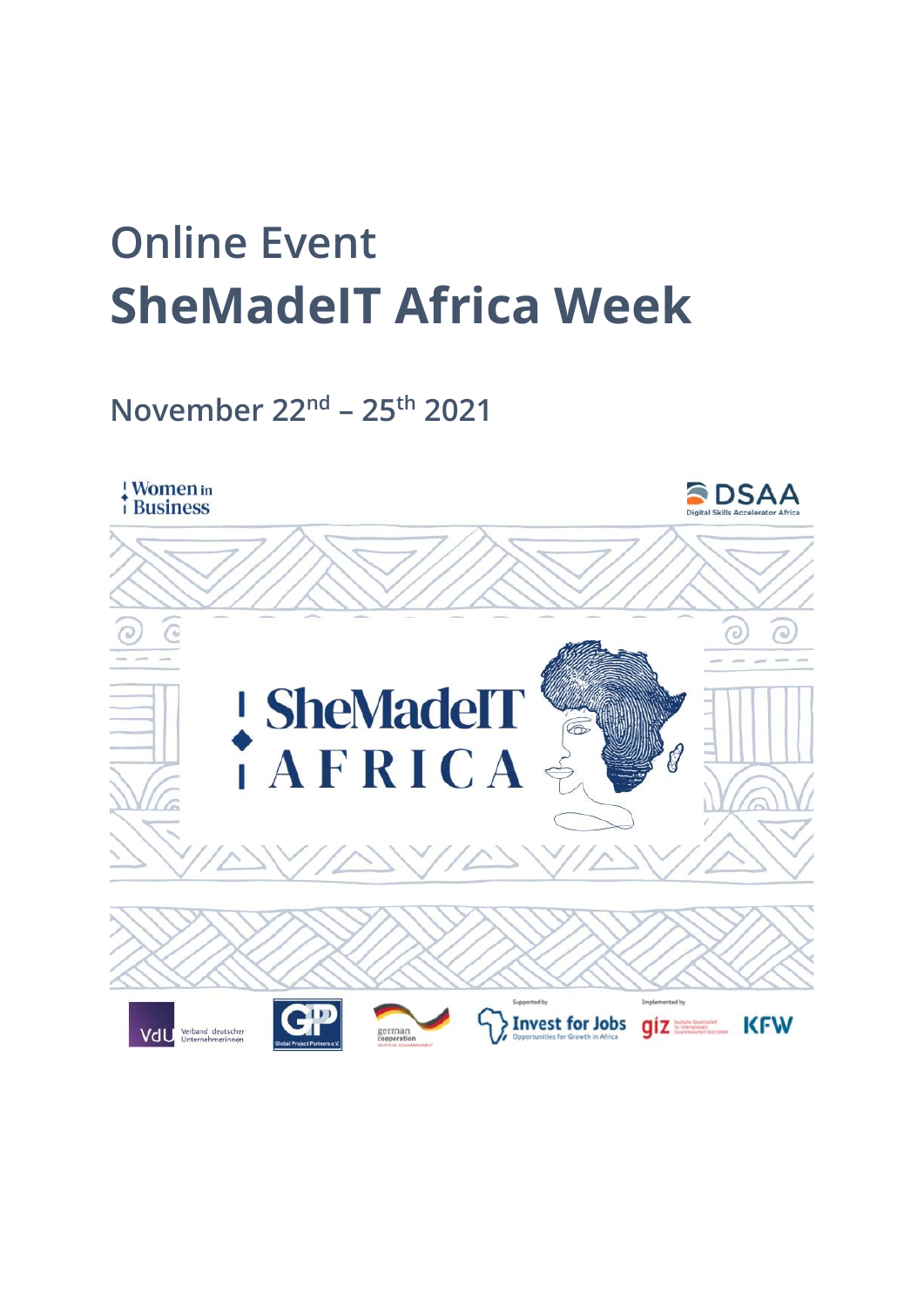# Online Event
# SheMadeIT Africa Week

## November 22nd – 25th 2021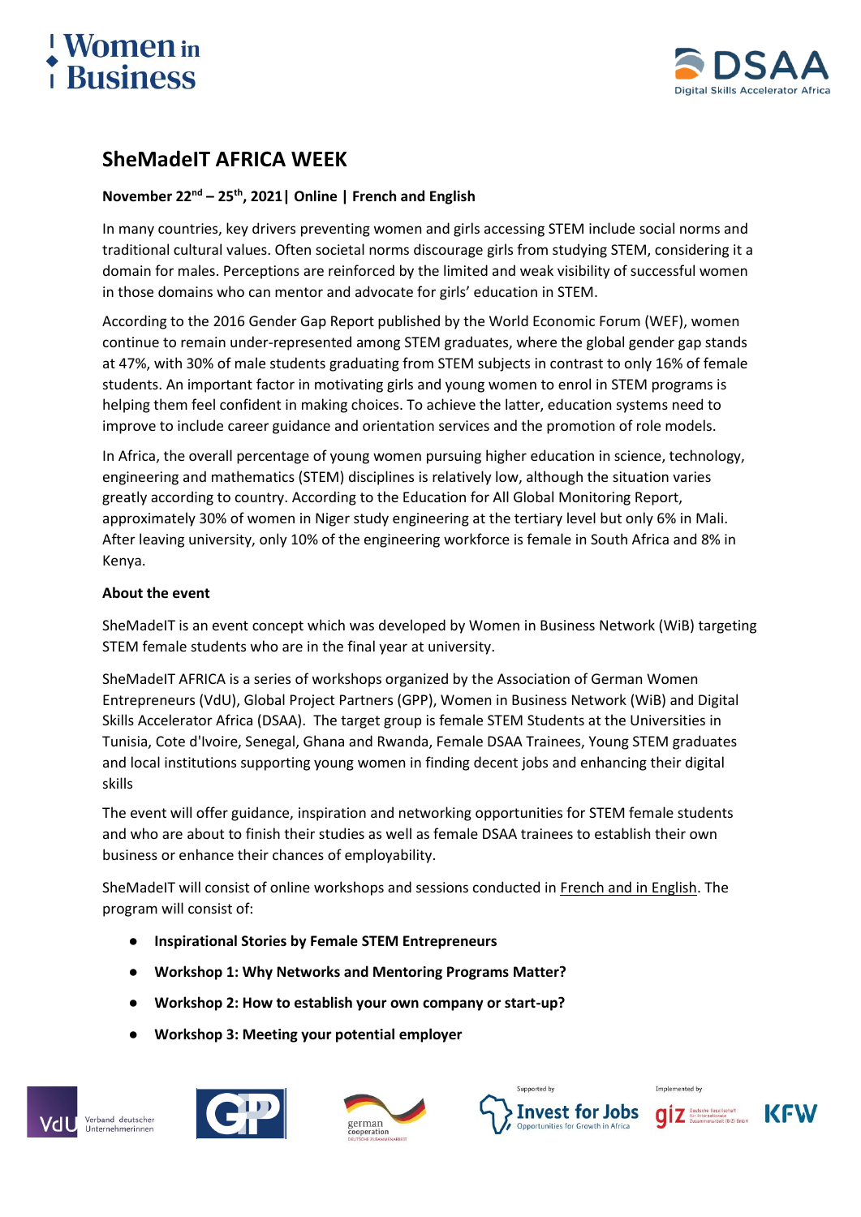# SheMadeIT AFRICA WEEK

**November 22nd – 25th, 2021| Online | French and English**

In many countries, key drivers preventing women and girls accessing STEM include social norms and traditional cultural values. Often societal norms discourage girls from studying STEM, considering it a domain for males. Perceptions are reinforced by the limited and weak visibility of successful women in those domains who can mentor and advocate for girls' education in STEM.

According to the 2016 Gender Gap Report published by the World Economic Forum (WEF), women continue to remain under-represented among STEM graduates, where the global gender gap stands at 47%, with 30% of male students graduating from STEM subjects in contrast to only 16% of female students. An important factor in motivating girls and young women to enrol in STEM programs is helping them feel confident in making choices. To achieve the latter, education systems need to improve to include career guidance and orientation services and the promotion of role models.

In Africa, the overall percentage of young women pursuing higher education in science, technology, engineering and mathematics (STEM) disciplines is relatively low, although the situation varies greatly according to country. According to the Education for All Global Monitoring Report, approximately 30% of women in Niger study engineering at the tertiary level but only 6% in Mali. After leaving university, only 10% of the engineering workforce is female in South Africa and 8% in Kenya.

**About the event**

SheMadeIT is an event concept which was developed by Women in Business Network (WiB) targeting STEM female students who are in the final year at university.

SheMadeIT AFRICA is a series of workshops organized by the Association of German Women Entrepreneurs (VdU), Global Project Partners (GPP), Women in Business Network (WiB) and Digital Skills Accelerator Africa (DSAA). The target group is female STEM Students at the Universities in Tunisia, Cote d'Ivoire, Senegal, Ghana and Rwanda, Female DSAA Trainees, Young STEM graduates and local institutions supporting young women in finding decent jobs and enhancing their digital skills

The event will offer guidance, inspiration and networking opportunities for STEM female students and who are about to finish their studies as well as female DSAA trainees to establish their own business or enhance their chances of employability.

SheMadeIT will consist of online workshops and sessions conducted in French and in English. The program will consist of:

- **Inspirational Stories by Female STEM Entrepreneurs**
- **Workshop 1: Why Networks and Mentoring Programs Matter?**
- **Workshop 2: How to establish your own company or start-up?**
- **Workshop 3: Meeting your potential employer**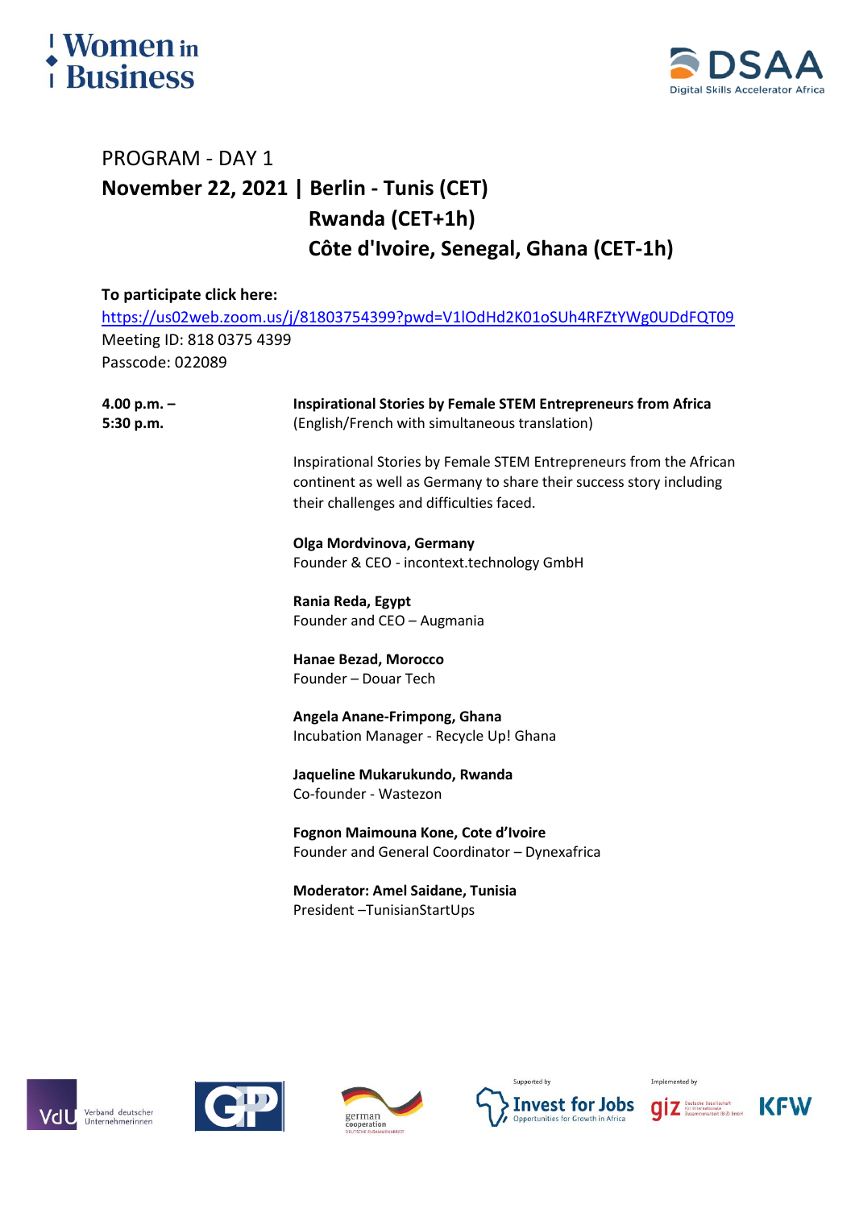# PROGRAM - DAY 1

**November 22, 2021 | Berlin - Tunis (CET)**
**Rwanda (CET+1h)**
**Côte d'Ivoire, Senegal, Ghana (CET-1h)**

**To participate click here:**
https://us02web.zoom.us/j/81803754399?pwd=V1lOdHd2K01oSUh4RFZtYWg0UDdFQT09
Meeting ID: 818 0375 4399
Passcode: 022089

**4.00 p.m. – 5:30 p.m.**

**Inspirational Stories by Female STEM Entrepreneurs from Africa**
(English/French with simultaneous translation)

Inspirational Stories by Female STEM Entrepreneurs from the African continent as well as Germany to share their success story including their challenges and difficulties faced.

**Olga Mordvinova, Germany**
Founder & CEO - incontext.technology GmbH

**Rania Reda, Egypt**
Founder and CEO – Augmania

**Hanae Bezad, Morocco**
Founder – Douar Tech

**Angela Anane-Frimpong, Ghana**
Incubation Manager - Recycle Up! Ghana

**Jaqueline Mukarukundo, Rwanda**
Co-founder - Wastezon

**Fognon Maimouna Kone, Cote d'Ivoire**
Founder and General Coordinator – Dynexafrica

**Moderator: Amel Saidane, Tunisia**
President –TunisianStartUps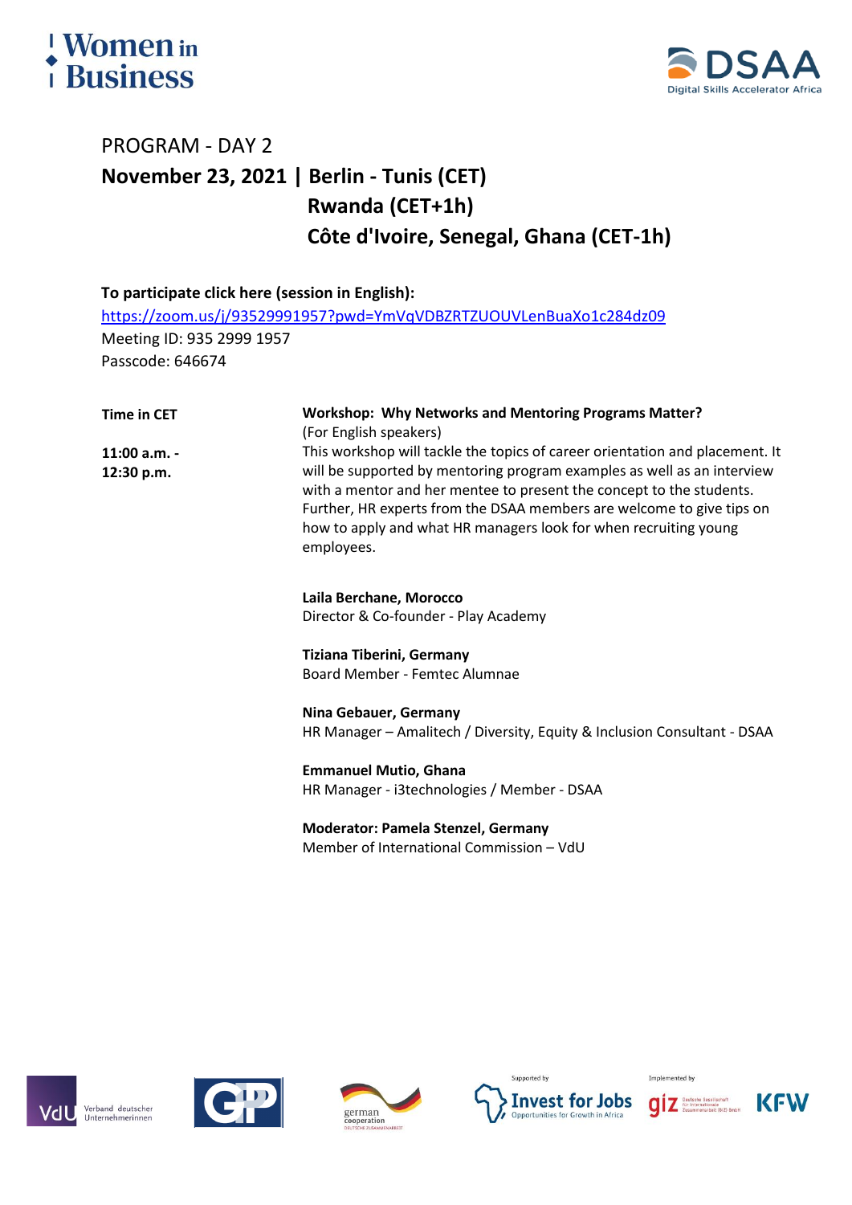Women in Business

DSAA Digital Skills Accelerator Africa

# PROGRAM - DAY 2

## November 23, 2021 | Berlin - Tunis (CET)
## Rwanda (CET+1h)
## Côte d'Ivoire, Senegal, Ghana (CET-1h)

**To participate click here (session in English):**
https://zoom.us/j/93529991957?pwd=YmVqVDBZRTZUOUVLenBuaXo1c284dz09
Meeting ID: 935 2999 1957
Passcode: 646674

| **Time in CET** | **Workshop: Why Networks and Mentoring Programs Matter?** |
|---|---|
| **11:00 a.m. - 12:30 p.m.** | (For English speakers)<br>This workshop will tackle the topics of career orientation and placement. It will be supported by mentoring program examples as well as an interview with a mentor and her mentee to present the concept to the students. Further, HR experts from the DSAA members are welcome to give tips on how to apply and what HR managers look for when recruiting young employees.<br><br>**Laila Berchane, Morocco**<br>Director & Co-founder - Play Academy<br><br>**Tiziana Tiberini, Germany**<br>Board Member - Femtec Alumnae<br><br>**Nina Gebauer, Germany**<br>HR Manager – Amalitech / Diversity, Equity & Inclusion Consultant - DSAA<br><br>**Emmanuel Mutio, Ghana**<br>HR Manager - i3technologies / Member - DSAA<br><br>**Moderator: Pamela Stenzel, Germany**<br>Member of International Commission – VdU |

VdU Verband deutscher Unternehmerinnen | GP | german cooperation DEUTSCHE ZUSAMMENARBEIT | Supported by Invest for Jobs Opportunities for Growth in Africa | Implemented by giz Deutsche Gesellschaft für Internationale Zusammenarbeit (GIZ) GmbH | KfW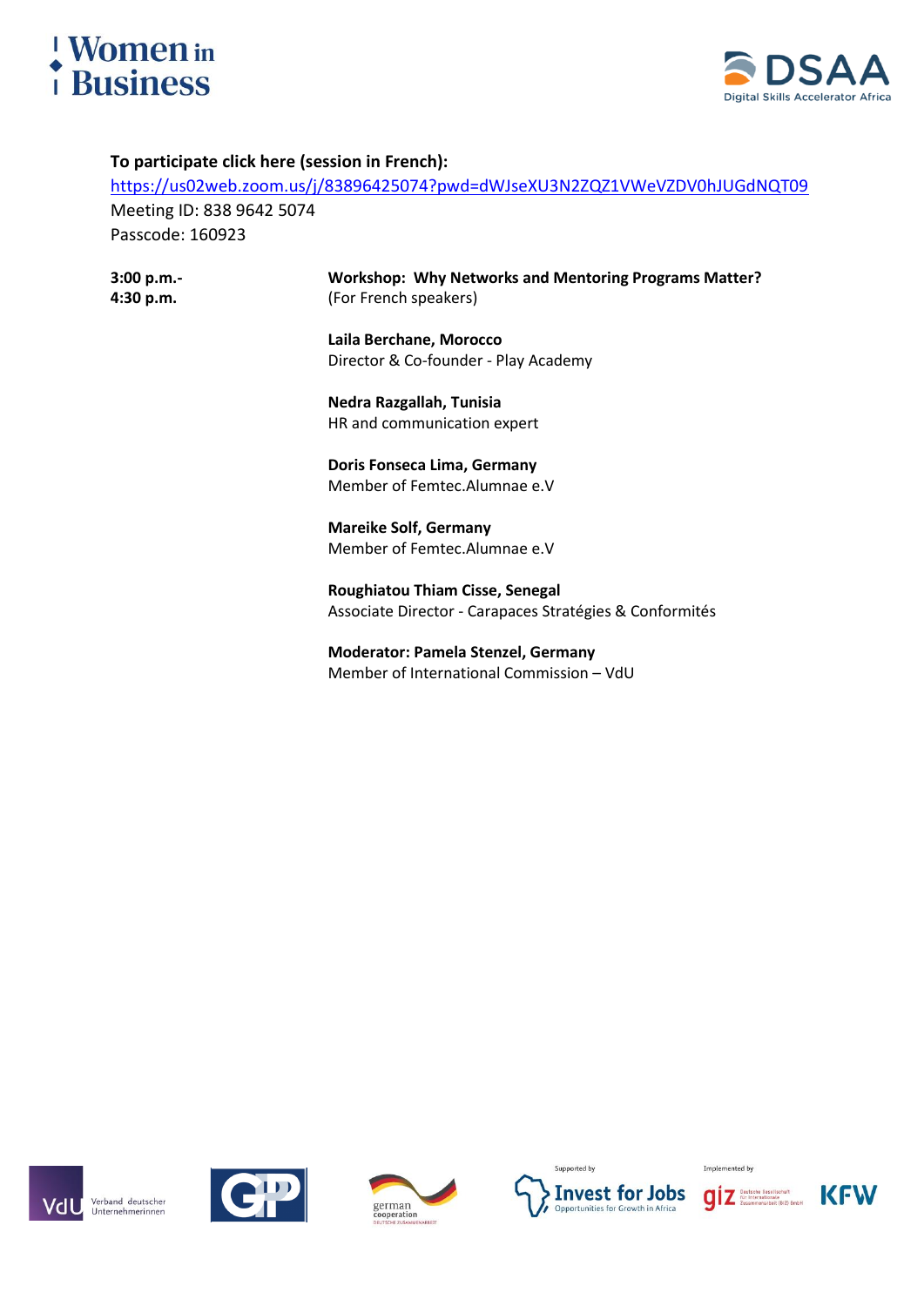**To participate click here (session in French):**
https://us02web.zoom.us/j/83896425074?pwd=dWJseXU3N2ZQZ1VWeVZDV0hJUGdNQT09
Meeting ID: 838 9642 5074
Passcode: 160923

**3:00 p.m.- 4:30 p.m.**

**Workshop: Why Networks and Mentoring Programs Matter?**
(For French speakers)

**Laila Berchane, Morocco**
Director & Co-founder - Play Academy

**Nedra Razgallah, Tunisia**
HR and communication expert

**Doris Fonseca Lima, Germany**
Member of Femtec.Alumnae e.V

**Mareike Solf, Germany**
Member of Femtec.Alumnae e.V

**Roughiatou Thiam Cisse, Senegal**
Associate Director - Carapaces Stratégies & Conformités

**Moderator: Pamela Stenzel, Germany**
Member of International Commission – VdU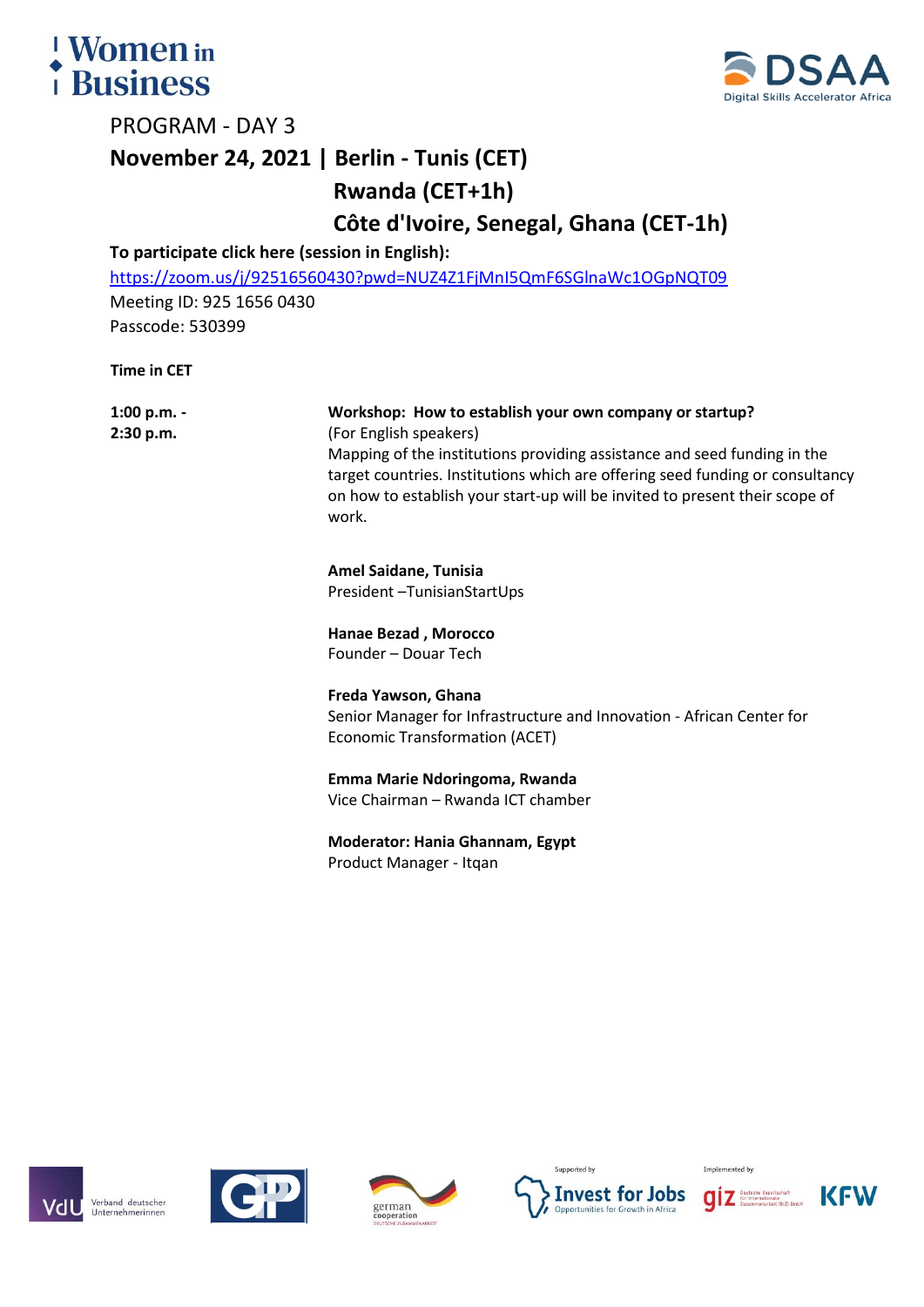PROGRAM - DAY 3

## November 24, 2021 | Berlin - Tunis (CET)
## Rwanda (CET+1h)
## Côte d'Ivoire, Senegal, Ghana (CET-1h)

**To participate click here (session in English):**

https://zoom.us/j/92516560430?pwd=NUZ4Z1FjMnI5QmF6SGlnaWc1OGpNQT09

Meeting ID: 925 1656 0430

Passcode: 530399

**Time in CET**

| | |
|---|---|
| **1:00 p.m. - 2:30 p.m.** | **Workshop: How to establish your own company or startup?**<br>(For English speakers)<br>Mapping of the institutions providing assistance and seed funding in the target countries. Institutions which are offering seed funding or consultancy on how to establish your start-up will be invited to present their scope of work.<br><br>**Amel Saidane, Tunisia**<br>President –TunisianStartUps<br><br>**Hanae Bezad , Morocco**<br>Founder – Douar Tech<br><br>**Freda Yawson, Ghana**<br>Senior Manager for Infrastructure and Innovation - African Center for Economic Transformation (ACET)<br><br>**Emma Marie Ndoringoma, Rwanda**<br>Vice Chairman – Rwanda ICT chamber<br><br>**Moderator: Hania Ghannam, Egypt**<br>Product Manager - Itqan |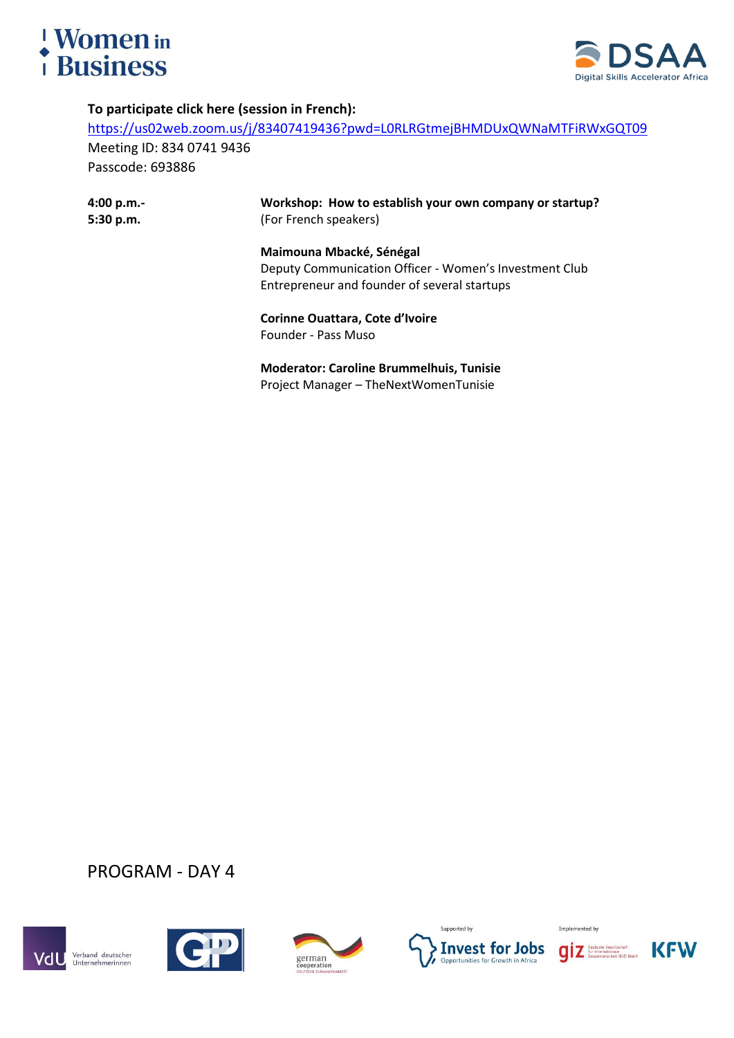**To participate click here (session in French):**

https://us02web.zoom.us/j/83407419436?pwd=L0RLRGtmejBHMDUxQWNaMTFiRWxGQT09

Meeting ID: 834 0741 9436

Passcode: 693886

| | |
|---|---|
| **4:00 p.m.- 5:30 p.m.** | **Workshop: How to establish your own company or startup?** (For French speakers) |
| | **Maimouna Mbacké, Sénégal**<br>Deputy Communication Officer - Women's Investment Club<br>Entrepreneur and founder of several startups |
| | **Corinne Ouattara, Cote d'Ivoire**<br>Founder - Pass Muso |
| | **Moderator: Caroline Brummelhuis, Tunisie**<br>Project Manager – TheNextWomenTunisie |

PROGRAM - DAY 4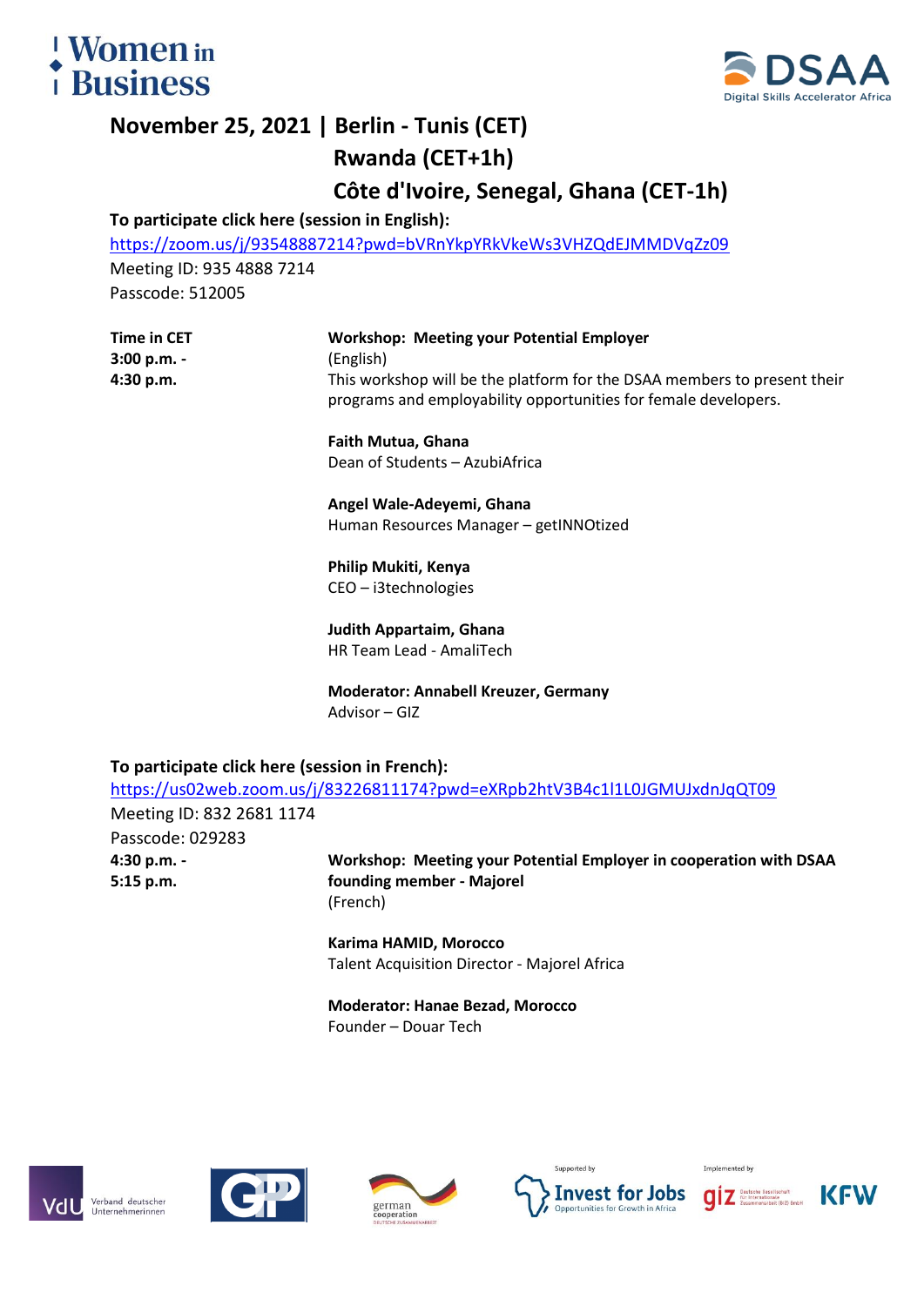**November 25, 2021 | Berlin - Tunis (CET)**
**Rwanda (CET+1h)**
**Côte d'Ivoire, Senegal, Ghana (CET-1h)**

**To participate click here (session in English):**
https://zoom.us/j/93548887214?pwd=bVRnYkpYRkVkeWs3VHZQdEJMMDVqZz09
Meeting ID: 935 4888 7214
Passcode: 512005

| | |
|---|---|
| **Time in CET** **3:00 p.m. - 4:30 p.m.** | **Workshop: Meeting your Potential Employer** (English) This workshop will be the platform for the DSAA members to present their programs and employability opportunities for female developers. |
| | **Faith Mutua, Ghana** Dean of Students – AzubiAfrica |
| | **Angel Wale-Adeyemi, Ghana** Human Resources Manager – getINNOtized |
| | **Philip Mukiti, Kenya** CEO – i3technologies |
| | **Judith Appartaim, Ghana** HR Team Lead - AmaliTech |
| | **Moderator: Annabell Kreuzer, Germany** Advisor – GIZ |

**To participate click here (session in French):**
https://us02web.zoom.us/j/83226811174?pwd=eXRpb2htV3B4c1l1L0JGMUJxdnJqQT09
Meeting ID: 832 2681 1174
Passcode: 029283

| | |
|---|---|
| **4:30 p.m. - 5:15 p.m.** | **Workshop: Meeting your Potential Employer in cooperation with DSAA founding member - Majorel** (French) |
| | **Karima HAMID, Morocco** Talent Acquisition Director - Majorel Africa |
| | **Moderator: Hanae Bezad, Morocco** Founder – Douar Tech |